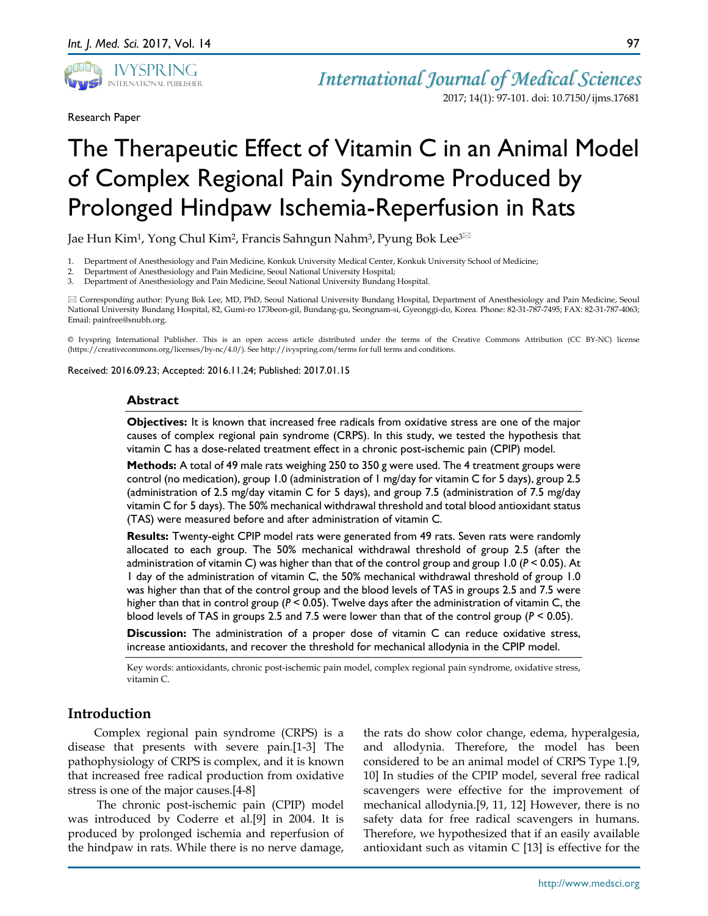Research Paper

# The Therapeutic Effect of Vitamin C in an Animal Model of Complex Regional Pain Syndrome Produced by Prolonged Hindpaw Ischemia-Reperfusion in Rats

Jae Hun Kim[1], Yong Chul Kim[2], Francis Sahngun Nahm[3], Pyung Bok Lee[3]✉

1. Department of Anesthesiology and Pain Medicine, Konkuk University Medical Center, Konkuk University School of Medicine;
2. Department of Anesthesiology and Pain Medicine, Seoul National University Hospital;
3. Department of Anesthesiology and Pain Medicine, Seoul National University Bundang Hospital.

✉ Corresponding author: Pyung Bok Lee, MD, PhD, Seoul National University Bundang Hospital, Department of Anesthesiology and Pain Medicine, Seoul National University Bundang Hospital, 82, Gumi-ro 173beon-gil, Bundang-gu, Seongnam-si, Gyeonggi-do, Korea. Phone: 82-31-787-7495; FAX: 82-31-787-4063; Email: painfree@snubh.org.

© Ivyspring International Publisher. This is an open access article distributed under the terms of the Creative Commons Attribution (CC BY-NC) license (https://creativecommons.org/licenses/by-nc/4.0/). See http://ivyspring.com/terms for full terms and conditions.

Received: 2016.09.23; Accepted: 2016.11.24; Published: 2017.01.15

## Abstract

**Objectives:** It is known that increased free radicals from oxidative stress are one of the major causes of complex regional pain syndrome (CRPS). In this study, we tested the hypothesis that vitamin C has a dose-related treatment effect in a chronic post-ischemic pain (CPIP) model.

**Methods:** A total of 49 male rats weighing 250 to 350 g were used. The 4 treatment groups were control (no medication), group 1.0 (administration of 1 mg/day for vitamin C for 5 days), group 2.5 (administration of 2.5 mg/day vitamin C for 5 days), and group 7.5 (administration of 7.5 mg/day vitamin C for 5 days). The 50% mechanical withdrawal threshold and total blood antioxidant status (TAS) were measured before and after administration of vitamin C.

**Results:** Twenty-eight CPIP model rats were generated from 49 rats. Seven rats were randomly allocated to each group. The 50% mechanical withdrawal threshold of group 2.5 (after the administration of vitamin C) was higher than that of the control group and group 1.0 ($P < 0.05$). At 1 day of the administration of vitamin C, the 50% mechanical withdrawal threshold of group 1.0 was higher than that of the control group and the blood levels of TAS in groups 2.5 and 7.5 were higher than that in control group ($P < 0.05$). Twelve days after the administration of vitamin C, the blood levels of TAS in groups 2.5 and 7.5 were lower than that of the control group ($P < 0.05$).

**Discussion:** The administration of a proper dose of vitamin C can reduce oxidative stress, increase antioxidants, and recover the threshold for mechanical allodynia in the CPIP model.

Key words: antioxidants, chronic post-ischemic pain model, complex regional pain syndrome, oxidative stress, vitamin C.

## Introduction

Complex regional pain syndrome (CRPS) is a disease that presents with severe pain.[1-3] The pathophysiology of CRPS is complex, and it is known that increased free radical production from oxidative stress is one of the major causes.[4-8]

The chronic post-ischemic pain (CPIP) model was introduced by Coderre et al.[9] in 2004. It is produced by prolonged ischemia and reperfusion of the hindpaw in rats. While there is no nerve damage, the rats do show color change, edema, hyperalgesia, and allodynia. Therefore, the model has been considered to be an animal model of CRPS Type 1.[9, 10] In studies of the CPIP model, several free radical scavengers were effective for the improvement of mechanical allodynia.[9, 11, 12] However, there is no safety data for free radical scavengers in humans. Therefore, we hypothesized that if an easily available antioxidant such as vitamin C [13] is effective for the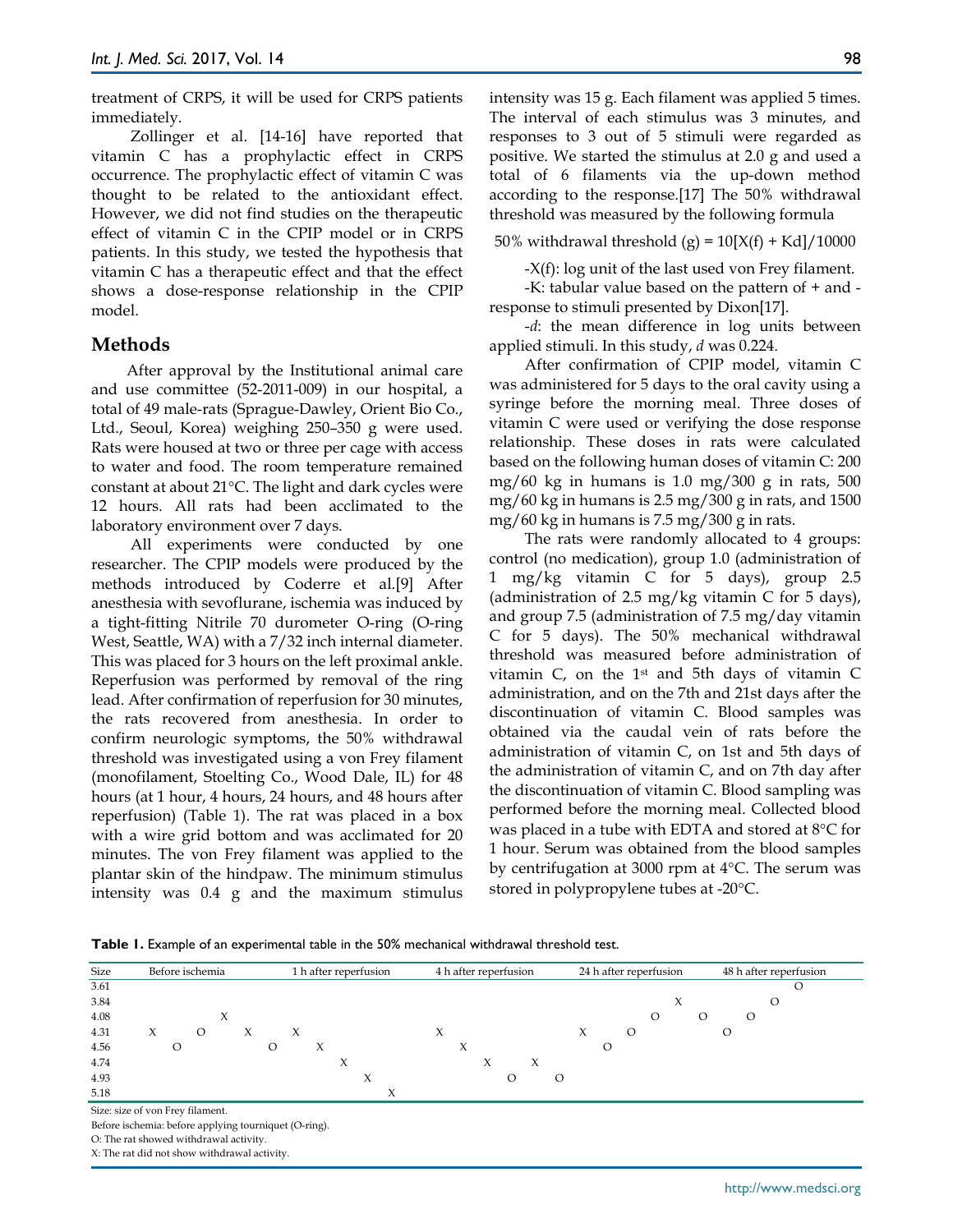treatment of CRPS, it will be used for CRPS patients immediately.

Zollinger et al. [14-16] have reported that vitamin C has a prophylactic effect in CRPS occurrence. The prophylactic effect of vitamin C was thought to be related to the antioxidant effect. However, we did not find studies on the therapeutic effect of vitamin C in the CPIP model or in CRPS patients. In this study, we tested the hypothesis that vitamin C has a therapeutic effect and that the effect shows a dose-response relationship in the CPIP model.

## Methods

After approval by the Institutional animal care and use committee (52-2011-009) in our hospital, a total of 49 male-rats (Sprague-Dawley, Orient Bio Co., Ltd., Seoul, Korea) weighing 250–350 g were used. Rats were housed at two or three per cage with access to water and food. The room temperature remained constant at about 21°C. The light and dark cycles were 12 hours. All rats had been acclimated to the laboratory environment over 7 days.

All experiments were conducted by one researcher. The CPIP models were produced by the methods introduced by Coderre et al.[9] After anesthesia with sevoflurane, ischemia was induced by a tight-fitting Nitrile 70 durometer O-ring (O-ring West, Seattle, WA) with a 7/32 inch internal diameter. This was placed for 3 hours on the left proximal ankle. Reperfusion was performed by removal of the ring lead. After confirmation of reperfusion for 30 minutes, the rats recovered from anesthesia. In order to confirm neurologic symptoms, the 50% withdrawal threshold was investigated using a von Frey filament (monofilament, Stoelting Co., Wood Dale, IL) for 48 hours (at 1 hour, 4 hours, 24 hours, and 48 hours after reperfusion) (Table 1). The rat was placed in a box with a wire grid bottom and was acclimated for 20 minutes. The von Frey filament was applied to the plantar skin of the hindpaw. The minimum stimulus intensity was 0.4 g and the maximum stimulus intensity was 15 g. Each filament was applied 5 times. The interval of each stimulus was 3 minutes, and responses to 3 out of 5 stimuli were regarded as positive. We started the stimulus at 2.0 g and used a total of 6 filaments via the up-down method according to the response.[17] The 50% withdrawal threshold was measured by the following formula

50% withdrawal threshold (g) = 10[X(f) + Kd]/10000

-X(f): log unit of the last used von Frey filament.

-K: tabular value based on the pattern of + and - response to stimuli presented by Dixon[17].

-*d*: the mean difference in log units between applied stimuli. In this study, *d* was 0.224.

After confirmation of CPIP model, vitamin C was administered for 5 days to the oral cavity using a syringe before the morning meal. Three doses of vitamin C were used or verifying the dose response relationship. These doses in rats were calculated based on the following human doses of vitamin C: 200 mg/60 kg in humans is 1.0 mg/300 g in rats, 500 mg/60 kg in humans is 2.5 mg/300 g in rats, and 1500 mg/60 kg in humans is 7.5 mg/300 g in rats.

The rats were randomly allocated to 4 groups: control (no medication), group 1.0 (administration of 1 mg/kg vitamin C for 5 days), group 2.5 (administration of 2.5 mg/kg vitamin C for 5 days), and group 7.5 (administration of 7.5 mg/day vitamin C for 5 days). The 50% mechanical withdrawal threshold was measured before administration of vitamin C, on the 1st and 5th days of vitamin C administration, and on the 7th and 21st days after the discontinuation of vitamin C. Blood samples was obtained via the caudal vein of rats before the administration of vitamin C, on 1st and 5th days of the administration of vitamin C, and on 7th day after the discontinuation of vitamin C. Blood sampling was performed before the morning meal. Collected blood was placed in a tube with EDTA and stored at 8°C for 1 hour. Serum was obtained from the blood samples by centrifugation at 3000 rpm at 4°C. The serum was stored in polypropylene tubes at -20°C.

**Table 1.** Example of an experimental table in the 50% mechanical withdrawal threshold test.

| Size | Before ischemia | | | | | | 1 h after reperfusion | | | | | 4 h after reperfusion | | | | | | 24 h after reperfusion | | | | | | 48 h after reperfusion | | | |
|---|---|---|---|---|---|---|---|---|---|---|---|---|---|---|---|---|---|---|---|---|---|---|---|---|---|---|---|
| 3.61 | | | | | | | | | | | | | | | | | | | | | | | | | | | O |
| 3.84 | | | | | | | | | | | | | | | | | | | | | | X | | | | O | |
| 4.08 | | | | X | | | | | | | | | | | | | | | | | O | | O | | O | | |
| 4.31 | X | | O | | X | | X | | | | | X | | | | | | X | | O | | | | O | | | |
| 4.56 | | O | | | | O | | X | | | | | X | | | | | | O | | | | | | | | |
| 4.74 | | | | | | | | | X | | | | | X | | X | | | | | | | | | | | |
| 4.93 | | | | | | | | | | X | | | | | O | | O | | | | | | | | | | |
| 5.18 | | | | | | | | | | | X | | | | | | | | | | | | | | | | |

Size: size of von Frey filament.
Before ischemia: before applying tourniquet (O-ring).
O: The rat showed withdrawal activity.
X: The rat did not show withdrawal activity.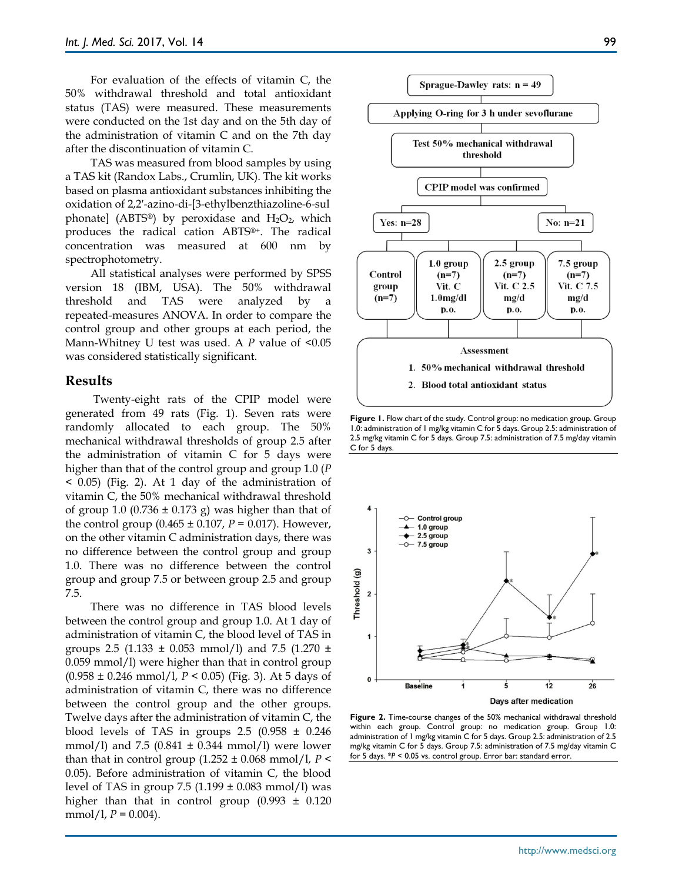For evaluation of the effects of vitamin C, the 50% withdrawal threshold and total antioxidant status (TAS) were measured. These measurements were conducted on the 1st day and on the 5th day of the administration of vitamin C and on the 7th day after the discontinuation of vitamin C.

TAS was measured from blood samples by using a TAS kit (Randox Labs., Crumlin, UK). The kit works based on plasma antioxidant substances inhibiting the oxidation of 2,2′-azino-di-[3-ethylbenzthiazoline-6-sulphonate] (ABTS®) by peroxidase and $H_2O_2$, which produces the radical cation ABTS®+. The radical concentration was measured at 600 nm by spectrophotometry.

All statistical analyses were performed by SPSS version 18 (IBM, USA). The 50% withdrawal threshold and TAS were analyzed by a repeated-measures ANOVA. In order to compare the control group and other groups at each period, the Mann-Whitney U test was used. A $P$ value of <0.05 was considered statistically significant.

## Results

Twenty-eight rats of the CPIP model were generated from 49 rats (Fig. 1). Seven rats were randomly allocated to each group. The 50% mechanical withdrawal thresholds of group 2.5 after the administration of vitamin C for 5 days were higher than that of the control group and group 1.0 ($P$ < 0.05) (Fig. 2). At 1 day of the administration of vitamin C, the 50% mechanical withdrawal threshold of group 1.0 (0.736 ± 0.173 g) was higher than that of the control group (0.465 ± 0.107, $P$ = 0.017). However, on the other vitamin C administration days, there was no difference between the control group and group 1.0. There was no difference between the control group and group 7.5 or between group 2.5 and group 7.5.

There was no difference in TAS blood levels between the control group and group 1.0. At 1 day of administration of vitamin C, the blood level of TAS in groups 2.5 (1.133 ± 0.053 mmol/l) and 7.5 (1.270 ± 0.059 mmol/l) were higher than that in control group (0.958 ± 0.246 mmol/l, $P$ < 0.05) (Fig. 3). At 5 days of administration of vitamin C, there was no difference between the control group and the other groups. Twelve days after the administration of vitamin C, the blood levels of TAS in groups 2.5 (0.958 ± 0.246 mmol/l) and 7.5 (0.841 ± 0.344 mmol/l) were lower than that in control group (1.252 ± 0.068 mmol/l, $P$ < 0.05). Before administration of vitamin C, the blood level of TAS in group 7.5 (1.199 ± 0.083 mmol/l) was higher than that in control group (0.993 ± 0.120 mmol/l, $P$ = 0.004).

**Figure 1.** Flow chart of the study. Control group: no medication group. Group 1.0: administration of 1 mg/kg vitamin C for 5 days. Group 2.5: administration of 2.5 mg/kg vitamin C for 5 days. Group 7.5: administration of 7.5 mg/day vitamin C for 5 days.

**Figure 2.** Time-course changes of the 50% mechanical withdrawal threshold within each group. Control group: no medication group. Group 1.0: administration of 1 mg/kg vitamin C for 5 days. Group 2.5: administration of 2.5 mg/kg vitamin C for 5 days. Group 7.5: administration of 7.5 mg/day vitamin C for 5 days. \*$P$ < 0.05 vs. control group. Error bar: standard error.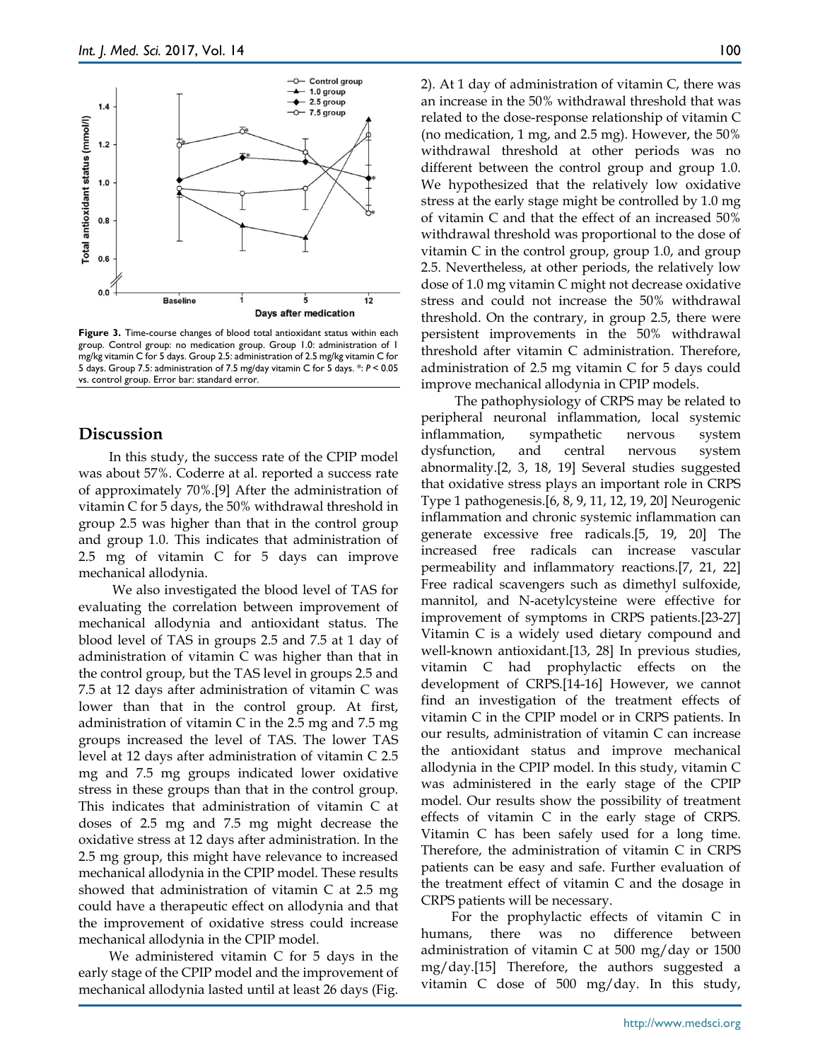**Figure 3.** Time-course changes of blood total antioxidant status within each group. Control group: no medication group. Group 1.0: administration of 1 mg/kg vitamin C for 5 days. Group 2.5: administration of 2.5 mg/kg vitamin C for 5 days. Group 7.5: administration of 7.5 mg/day vitamin C for 5 days. *: $P < 0.05$ vs. control group. Error bar: standard error.

## Discussion

In this study, the success rate of the CPIP model was about 57%. Coderre at al. reported a success rate of approximately 70%.[9] After the administration of vitamin C for 5 days, the 50% withdrawal threshold in group 2.5 was higher than that in the control group and group 1.0. This indicates that administration of 2.5 mg of vitamin C for 5 days can improve mechanical allodynia.

We also investigated the blood level of TAS for evaluating the correlation between improvement of mechanical allodynia and antioxidant status. The blood level of TAS in groups 2.5 and 7.5 at 1 day of administration of vitamin C was higher than that in the control group, but the TAS level in groups 2.5 and 7.5 at 12 days after administration of vitamin C was lower than that in the control group. At first, administration of vitamin C in the 2.5 mg and 7.5 mg groups increased the level of TAS. The lower TAS level at 12 days after administration of vitamin C 2.5 mg and 7.5 mg groups indicated lower oxidative stress in these groups than that in the control group. This indicates that administration of vitamin C at doses of 2.5 mg and 7.5 mg might decrease the oxidative stress at 12 days after administration. In the 2.5 mg group, this might have relevance to increased mechanical allodynia in the CPIP model. These results showed that administration of vitamin C at 2.5 mg could have a therapeutic effect on allodynia and that the improvement of oxidative stress could increase mechanical allodynia in the CPIP model.

We administered vitamin C for 5 days in the early stage of the CPIP model and the improvement of mechanical allodynia lasted until at least 26 days (Fig. 2). At 1 day of administration of vitamin C, there was an increase in the 50% withdrawal threshold that was related to the dose-response relationship of vitamin C (no medication, 1 mg, and 2.5 mg). However, the 50% withdrawal threshold at other periods was no different between the control group and group 1.0. We hypothesized that the relatively low oxidative stress at the early stage might be controlled by 1.0 mg of vitamin C and that the effect of an increased 50% withdrawal threshold was proportional to the dose of vitamin C in the control group, group 1.0, and group 2.5. Nevertheless, at other periods, the relatively low dose of 1.0 mg vitamin C might not decrease oxidative stress and could not increase the 50% withdrawal threshold. On the contrary, in group 2.5, there were persistent improvements in the 50% withdrawal threshold after vitamin C administration. Therefore, administration of 2.5 mg vitamin C for 5 days could improve mechanical allodynia in CPIP models.

The pathophysiology of CRPS may be related to peripheral neuronal inflammation, local systemic inflammation, sympathetic nervous system dysfunction, and central nervous system abnormality.[2, 3, 18, 19] Several studies suggested that oxidative stress plays an important role in CRPS Type 1 pathogenesis.[6, 8, 9, 11, 12, 19, 20] Neurogenic inflammation and chronic systemic inflammation can generate excessive free radicals.[5, 19, 20] The increased free radicals can increase vascular permeability and inflammatory reactions.[7, 21, 22] Free radical scavengers such as dimethyl sulfoxide, mannitol, and N-acetylcysteine were effective for improvement of symptoms in CRPS patients.[23-27] Vitamin C is a widely used dietary compound and well-known antioxidant.[13, 28] In previous studies, vitamin C had prophylactic effects on the development of CRPS.[14-16] However, we cannot find an investigation of the treatment effects of vitamin C in the CPIP model or in CRPS patients. In our results, administration of vitamin C can increase the antioxidant status and improve mechanical allodynia in the CPIP model. In this study, vitamin C was administered in the early stage of the CPIP model. Our results show the possibility of treatment effects of vitamin C in the early stage of CRPS. Vitamin C has been safely used for a long time. Therefore, the administration of vitamin C in CRPS patients can be easy and safe. Further evaluation of the treatment effect of vitamin C and the dosage in CRPS patients will be necessary.

For the prophylactic effects of vitamin C in humans, there was no difference between administration of vitamin C at 500 mg/day or 1500 mg/day.[15] Therefore, the authors suggested a vitamin C dose of 500 mg/day. In this study,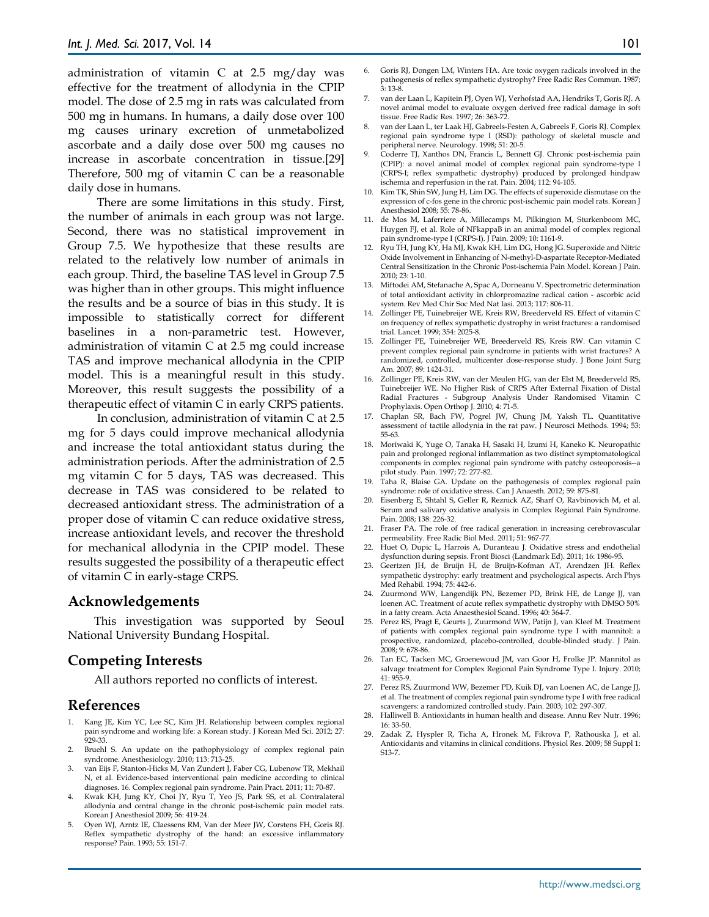administration of vitamin C at 2.5 mg/day was effective for the treatment of allodynia in the CPIP model. The dose of 2.5 mg in rats was calculated from 500 mg in humans. In humans, a daily dose over 100 mg causes urinary excretion of unmetabolized ascorbate and a daily dose over 500 mg causes no increase in ascorbate concentration in tissue.[29] Therefore, 500 mg of vitamin C can be a reasonable daily dose in humans.

There are some limitations in this study. First, the number of animals in each group was not large. Second, there was no statistical improvement in Group 7.5. We hypothesize that these results are related to the relatively low number of animals in each group. Third, the baseline TAS level in Group 7.5 was higher than in other groups. This might influence the results and be a source of bias in this study. It is impossible to statistically correct for different baselines in a non-parametric test. However, administration of vitamin C at 2.5 mg could increase TAS and improve mechanical allodynia in the CPIP model. This is a meaningful result in this study. Moreover, this result suggests the possibility of a therapeutic effect of vitamin C in early CRPS patients.

In conclusion, administration of vitamin C at 2.5 mg for 5 days could improve mechanical allodynia and increase the total antioxidant status during the administration periods. After the administration of 2.5 mg vitamin C for 5 days, TAS was decreased. This decrease in TAS was considered to be related to decreased antioxidant stress. The administration of a proper dose of vitamin C can reduce oxidative stress, increase antioxidant levels, and recover the threshold for mechanical allodynia in the CPIP model. These results suggested the possibility of a therapeutic effect of vitamin C in early-stage CRPS.

## Acknowledgements

This investigation was supported by Seoul National University Bundang Hospital.

## Competing Interests

All authors reported no conflicts of interest.

## References

1. Kang JE, Kim YC, Lee SC, Kim JH. Relationship between complex regional pain syndrome and working life: a Korean study. J Korean Med Sci. 2012; 27: 929-33.
2. Bruehl S. An update on the pathophysiology of complex regional pain syndrome. Anesthesiology. 2010; 113: 713-25.
3. van Eijs F, Stanton-Hicks M, Van Zundert J, Faber CG, Lubenow TR, Mekhail N, et al. Evidence-based interventional pain medicine according to clinical diagnoses. 16. Complex regional pain syndrome. Pain Pract. 2011; 11: 70-87.
4. Kwak KH, Jung KY, Choi JY, Ryu T, Yeo JS, Park SS, et al. Contralateral allodynia and central change in the chronic post-ischemic pain model rats. Korean J Anesthesiol 2009; 56: 419-24.
5. Oyen WJ, Arntz IE, Claessens RM, Van der Meer JW, Corstens FH, Goris RJ. Reflex sympathetic dystrophy of the hand: an excessive inflammatory response? Pain. 1993; 55: 151-7.
6. Goris RJ, Dongen LM, Winters HA. Are toxic oxygen radicals involved in the pathogenesis of reflex sympathetic dystrophy? Free Radic Res Commun. 1987; 3: 13-8.
7. van der Laan L, Kapitein PJ, Oyen WJ, Verhofstad AA, Hendriks T, Goris RJ. A novel animal model to evaluate oxygen derived free radical damage in soft tissue. Free Radic Res. 1997; 26: 363-72.
8. van der Laan L, ter Laak HJ, Gabreels-Festen A, Gabreels F, Goris RJ. Complex regional pain syndrome type I (RSD): pathology of skeletal muscle and peripheral nerve. Neurology. 1998; 51: 20-5.
9. Coderre TJ, Xanthos DN, Francis L, Bennett GJ. Chronic post-ischemia pain (CPIP): a novel animal model of complex regional pain syndrome-type I (CRPS-I; reflex sympathetic dystrophy) produced by prolonged hindpaw ischemia and reperfusion in the rat. Pain. 2004; 112: 94-105.
10. Kim TK, Shin SW, Jung H, Lim DG. The effects of superoxide dismutase on the expression of c-fos gene in the chronic post-ischemic pain model rats. Korean J Anesthesiol 2008; 55: 78-86.
11. de Mos M, Laferriere A, Millecamps M, Pilkington M, Sturkenboom MC, Huygen FJ, et al. Role of NFkappaB in an animal model of complex regional pain syndrome-type I (CRPS-I). J Pain. 2009; 10: 1161-9.
12. Ryu TH, Jung KY, Ha MJ, Kwak KH, Lim DG, Hong JG. Superoxide and Nitric Oxide Involvement in Enhancing of N-methyl-D-aspartate Receptor-Mediated Central Sensitization in the Chronic Post-ischemia Pain Model. Korean J Pain. 2010; 23: 1-10.
13. Miftodei AM, Stefanache A, Spac A, Dorneanu V. Spectrometric determination of total antioxidant activity in chlorpromazine radical cation - ascorbic acid system. Rev Med Chir Soc Med Nat Iasi. 2013; 117: 806-11.
14. Zollinger PE, Tuinebreijer WE, Kreis RW, Breederveld RS. Effect of vitamin C on frequency of reflex sympathetic dystrophy in wrist fractures: a randomised trial. Lancet. 1999; 354: 2025-8.
15. Zollinger PE, Tuinebreijer WE, Breederveld RS, Kreis RW. Can vitamin C prevent complex regional pain syndrome in patients with wrist fractures? A randomized, controlled, multicenter dose-response study. J Bone Joint Surg Am. 2007; 89: 1424-31.
16. Zollinger PE, Kreis RW, van der Meulen HG, van der Elst M, Breederveld RS, Tuinebreijer WE. No Higher Risk of CRPS After External Fixation of Distal Radial Fractures - Subgroup Analysis Under Randomised Vitamin C Prophylaxis. Open Orthop J. 2010; 4: 71-5.
17. Chaplan SR, Bach FW, Pogrel JW, Chung JM, Yaksh TL. Quantitative assessment of tactile allodynia in the rat paw. J Neurosci Methods. 1994; 53: 55-63.
18. Moriwaki K, Yuge O, Tanaka H, Sasaki H, Izumi H, Kaneko K. Neuropathic pain and prolonged regional inflammation as two distinct symptomatological components in complex regional pain syndrome with patchy osteoporosis--a pilot study. Pain. 1997; 72: 277-82.
19. Taha R, Blaise GA. Update on the pathogenesis of complex regional pain syndrome: role of oxidative stress. Can J Anaesth. 2012; 59: 875-81.
20. Eisenberg E, Shtahl S, Geller R, Reznick AZ, Sharf O, Ravbinovich M, et al. Serum and salivary oxidative analysis in Complex Regional Pain Syndrome. Pain. 2008; 138: 226-32.
21. Fraser PA. The role of free radical generation in increasing cerebrovascular permeability. Free Radic Biol Med. 2011; 51: 967-77.
22. Huet O, Dupic L, Harrois A, Duranteau J. Oxidative stress and endothelial dysfunction during sepsis. Front Biosci (Landmark Ed). 2011; 16: 1986-95.
23. Geertzen JH, de Bruijn H, de Bruijn-Kofman AT, Arendzen JH. Reflex sympathetic dystrophy: early treatment and psychological aspects. Arch Phys Med Rehabil. 1994; 75: 442-6.
24. Zuurmond WW, Langendijk PN, Bezemer PD, Brink HE, de Lange JJ, van loenen AC. Treatment of acute reflex sympathetic dystrophy with DMSO 50% in a fatty cream. Acta Anaesthesiol Scand. 1996; 40: 364-7.
25. Perez RS, Pragt E, Geurts J, Zuurmond WW, Patijn J, van Kleef M. Treatment of patients with complex regional pain syndrome type I with mannitol: a prospective, randomized, placebo-controlled, double-blinded study. J Pain. 2008; 9: 678-86.
26. Tan EC, Tacken MC, Groenewoud JM, van Goor H, Frolke JP. Mannitol as salvage treatment for Complex Regional Pain Syndrome Type I. Injury. 2010; 41: 955-9.
27. Perez RS, Zuurmond WW, Bezemer PD, Kuik DJ, van Loenen AC, de Lange JJ, et al. The treatment of complex regional pain syndrome type I with free radical scavengers: a randomized controlled study. Pain. 2003; 102: 297-307.
28. Halliwell B. Antioxidants in human health and disease. Annu Rev Nutr. 1996; 16: 33-50.
29. Zadak Z, Hyspler R, Ticha A, Hronek M, Fikrova P, Rathouska J, et al. Antioxidants and vitamins in clinical conditions. Physiol Res. 2009; 58 Suppl 1: S13-7.